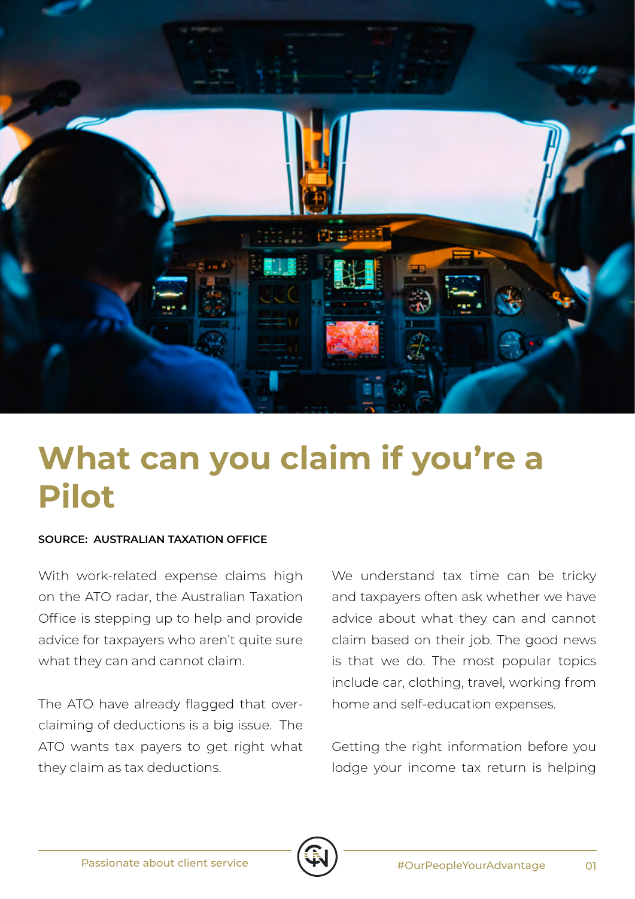# What can you claim if you're a Pilot

**SOURCE: AUSTRALIAN TAXATION OFFICE**

With work-related expense claims high on the ATO radar, the Australian Taxation Office is stepping up to help and provide advice for taxpayers who aren't quite sure what they can and cannot claim.

The ATO have already flagged that over-claiming of deductions is a big issue. The ATO wants tax payers to get right what they claim as tax deductions.

We understand tax time can be tricky and taxpayers often ask whether we have advice about what they can and cannot claim based on their job. The good news is that we do. The most popular topics include car, clothing, travel, working from home and self-education expenses.

Getting the right information before you lodge your income tax return is helping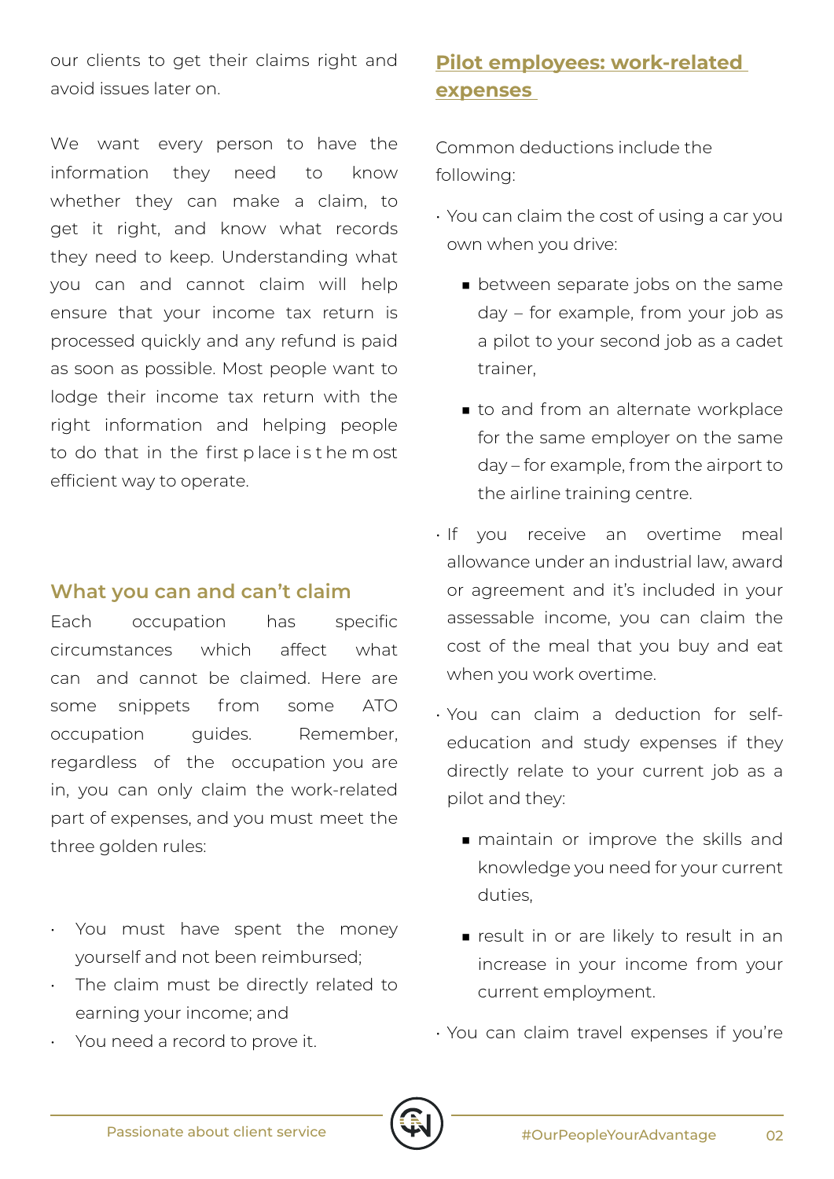our clients to get their claims right and avoid issues later on.

We want every person to have the information they need to know whether they can make a claim, to get it right, and know what records they need to keep. Understanding what you can and cannot claim will help ensure that your income tax return is processed quickly and any refund is paid as soon as possible. Most people want to lodge their income tax return with the right information and helping people to do that in the first place is the most efficient way to operate.

## What you can and can't claim

Each occupation has specific circumstances which affect what can and cannot be claimed. Here are some snippets from some ATO occupation guides. Remember, regardless of the occupation you are in, you can only claim the work-related part of expenses, and you must meet the three golden rules:

- You must have spent the money yourself and not been reimbursed;
- The claim must be directly related to earning your income; and
- You need a record to prove it.

## Pilot employees: work-related expenses

Common deductions include the following:

- You can claim the cost of using a car you own when you drive:
  - between separate jobs on the same day – for example, from your job as a pilot to your second job as a cadet trainer,
  - to and from an alternate workplace for the same employer on the same day – for example, from the airport to the airline training centre.
- If you receive an overtime meal allowance under an industrial law, award or agreement and it's included in your assessable income, you can claim the cost of the meal that you buy and eat when you work overtime.
- You can claim a deduction for self-education and study expenses if they directly relate to your current job as a pilot and they:
  - maintain or improve the skills and knowledge you need for your current duties,
  - result in or are likely to result in an increase in your income from your current employment.
- You can claim travel expenses if you're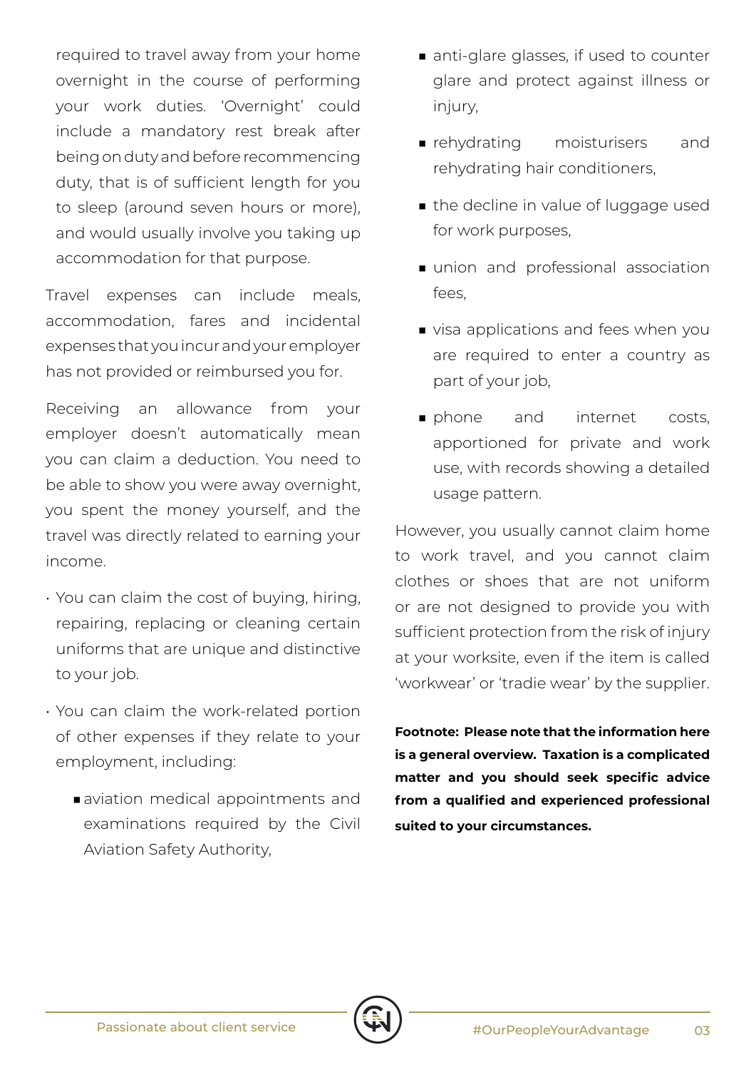required to travel away from your home overnight in the course of performing your work duties. 'Overnight' could include a mandatory rest break after being on duty and before recommencing duty, that is of sufficient length for you to sleep (around seven hours or more), and would usually involve you taking up accommodation for that purpose.

Travel expenses can include meals, accommodation, fares and incidental expenses that you incur and your employer has not provided or reimbursed you for.

Receiving an allowance from your employer doesn't automatically mean you can claim a deduction. You need to be able to show you were away overnight, you spent the money yourself, and the travel was directly related to earning your income.

- You can claim the cost of buying, hiring, repairing, replacing or cleaning certain uniforms that are unique and distinctive to your job.
- You can claim the work-related portion of other expenses if they relate to your employment, including:
  - aviation medical appointments and examinations required by the Civil Aviation Safety Authority,
  - anti-glare glasses, if used to counter glare and protect against illness or injury,
  - rehydrating moisturisers and rehydrating hair conditioners,
  - the decline in value of luggage used for work purposes,
  - union and professional association fees,
  - visa applications and fees when you are required to enter a country as part of your job,
  - phone and internet costs, apportioned for private and work use, with records showing a detailed usage pattern.

However, you usually cannot claim home to work travel, and you cannot claim clothes or shoes that are not uniform or are not designed to provide you with sufficient protection from the risk of injury at your worksite, even if the item is called 'workwear' or 'tradie wear' by the supplier.

**Footnote: Please note that the information here is a general overview. Taxation is a complicated matter and you should seek specific advice from a qualified and experienced professional suited to your circumstances.**